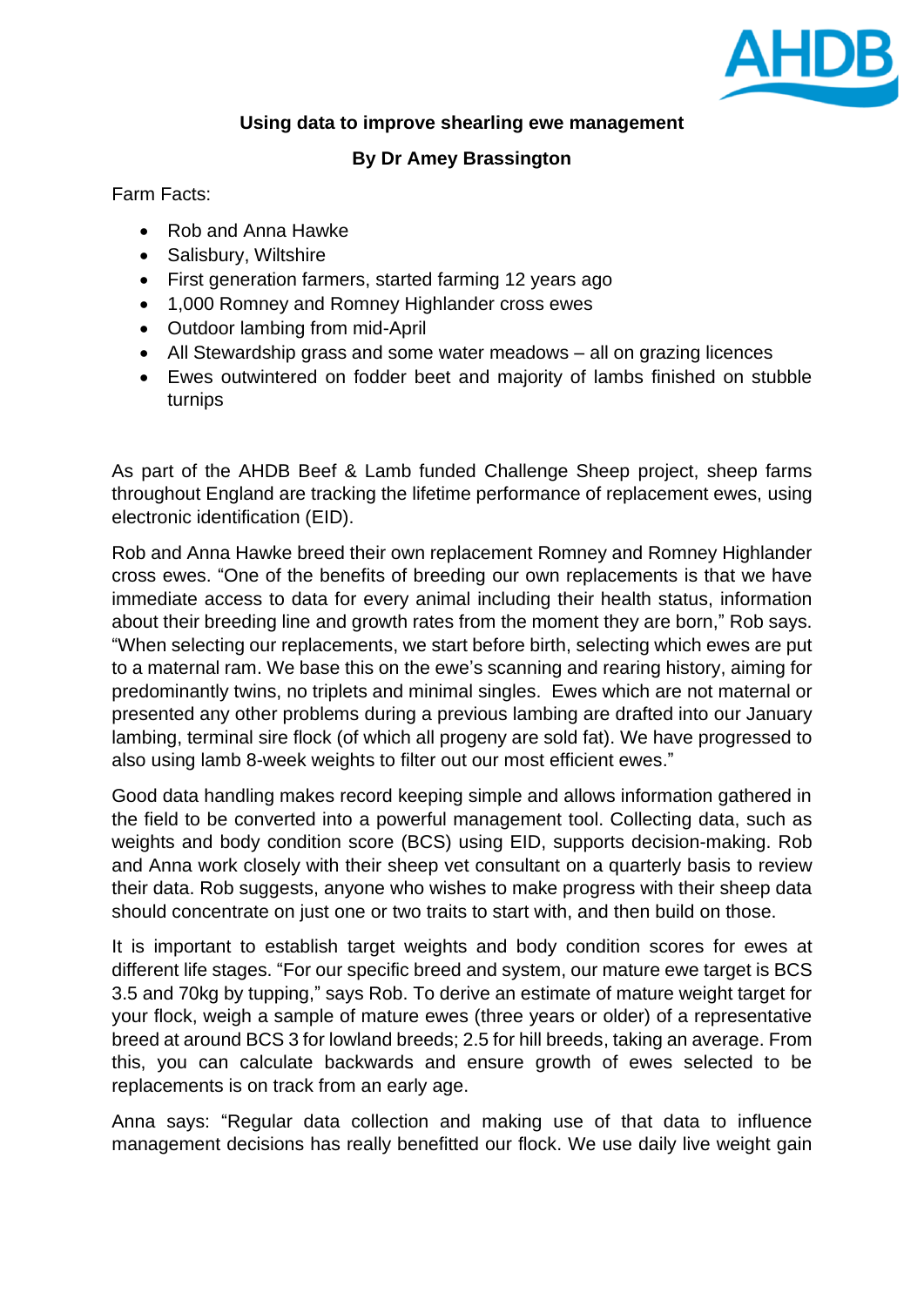**Using data to improve shearling ewe management**

**By Dr Amey Brassington**

Farm Facts:

- Rob and Anna Hawke
- Salisbury, Wiltshire
- First generation farmers, started farming 12 years ago
- 1,000 Romney and Romney Highlander cross ewes
- Outdoor lambing from mid-April
- All Stewardship grass and some water meadows – all on grazing licences
- Ewes outwintered on fodder beet and majority of lambs finished on stubble turnips

As part of the AHDB Beef & Lamb funded Challenge Sheep project, sheep farms throughout England are tracking the lifetime performance of replacement ewes, using electronic identification (EID).

Rob and Anna Hawke breed their own replacement Romney and Romney Highlander cross ewes. "One of the benefits of breeding our own replacements is that we have immediate access to data for every animal including their health status, information about their breeding line and growth rates from the moment they are born," Rob says. "When selecting our replacements, we start before birth, selecting which ewes are put to a maternal ram. We base this on the ewe's scanning and rearing history, aiming for predominantly twins, no triplets and minimal singles. Ewes which are not maternal or presented any other problems during a previous lambing are drafted into our January lambing, terminal sire flock (of which all progeny are sold fat). We have progressed to also using lamb 8-week weights to filter out our most efficient ewes."

Good data handling makes record keeping simple and allows information gathered in the field to be converted into a powerful management tool. Collecting data, such as weights and body condition score (BCS) using EID, supports decision-making. Rob and Anna work closely with their sheep vet consultant on a quarterly basis to review their data. Rob suggests, anyone who wishes to make progress with their sheep data should concentrate on just one or two traits to start with, and then build on those.

It is important to establish target weights and body condition scores for ewes at different life stages. "For our specific breed and system, our mature ewe target is BCS 3.5 and 70kg by tupping," says Rob. To derive an estimate of mature weight target for your flock, weigh a sample of mature ewes (three years or older) of a representative breed at around BCS 3 for lowland breeds; 2.5 for hill breeds, taking an average. From this, you can calculate backwards and ensure growth of ewes selected to be replacements is on track from an early age.

Anna says: "Regular data collection and making use of that data to influence management decisions has really benefitted our flock. We use daily live weight gain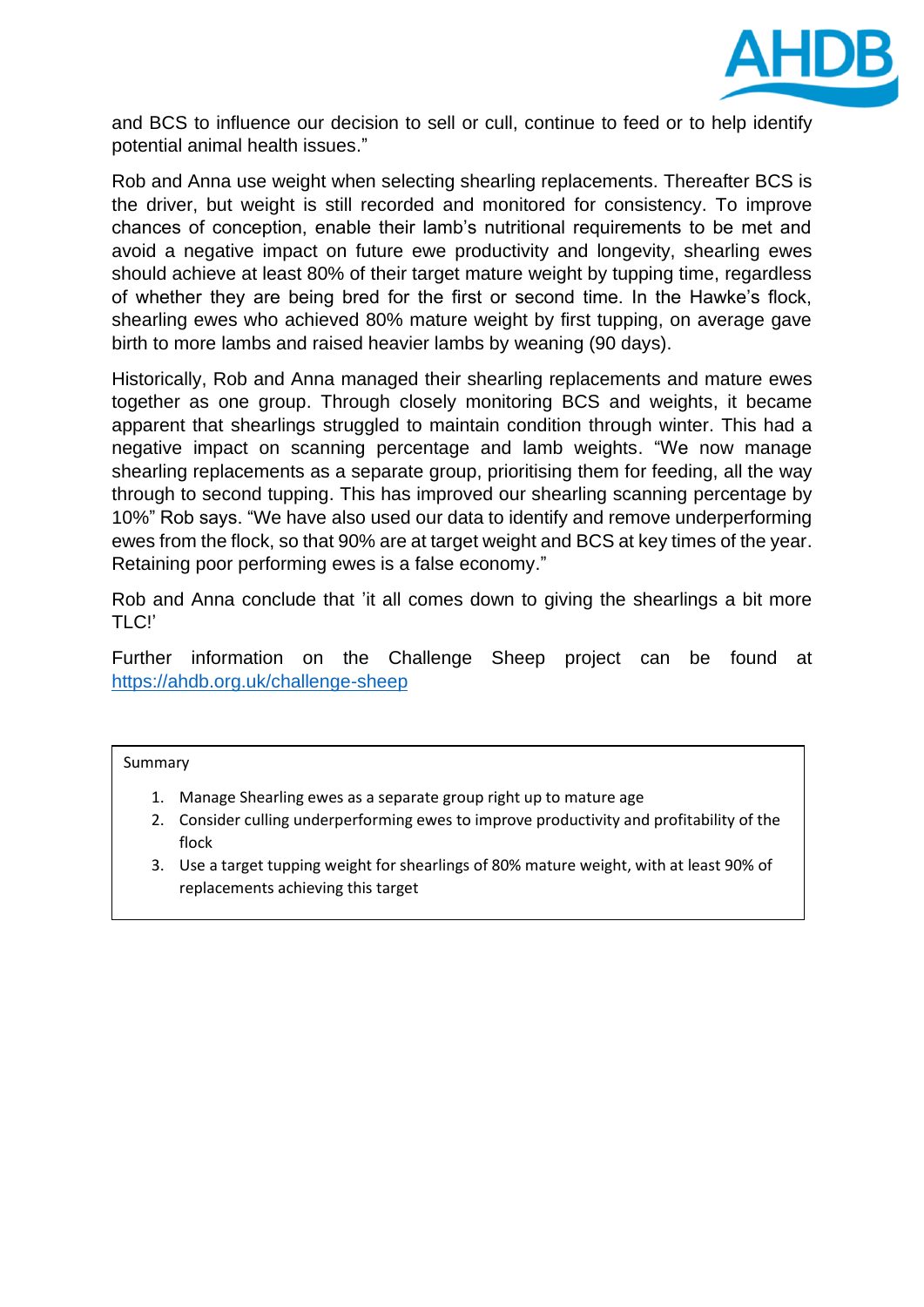and BCS to influence our decision to sell or cull, continue to feed or to help identify potential animal health issues."

Rob and Anna use weight when selecting shearling replacements. Thereafter BCS is the driver, but weight is still recorded and monitored for consistency. To improve chances of conception, enable their lamb's nutritional requirements to be met and avoid a negative impact on future ewe productivity and longevity, shearling ewes should achieve at least 80% of their target mature weight by tupping time, regardless of whether they are being bred for the first or second time. In the Hawke's flock, shearling ewes who achieved 80% mature weight by first tupping, on average gave birth to more lambs and raised heavier lambs by weaning (90 days).

Historically, Rob and Anna managed their shearling replacements and mature ewes together as one group. Through closely monitoring BCS and weights, it became apparent that shearlings struggled to maintain condition through winter. This had a negative impact on scanning percentage and lamb weights. "We now manage shearling replacements as a separate group, prioritising them for feeding, all the way through to second tupping. This has improved our shearling scanning percentage by 10%" Rob says. "We have also used our data to identify and remove underperforming ewes from the flock, so that 90% are at target weight and BCS at key times of the year. Retaining poor performing ewes is a false economy."

Rob and Anna conclude that 'it all comes down to giving the shearlings a bit more TLC!'

Further information on the Challenge Sheep project can be found at [https://ahdb.org.uk/challenge-sheep](https://ahdb.org.uk/challenge-sheep)

Summary

1. Manage Shearling ewes as a separate group right up to mature age
2. Consider culling underperforming ewes to improve productivity and profitability of the flock
3. Use a target tupping weight for shearlings of 80% mature weight, with at least 90% of replacements achieving this target